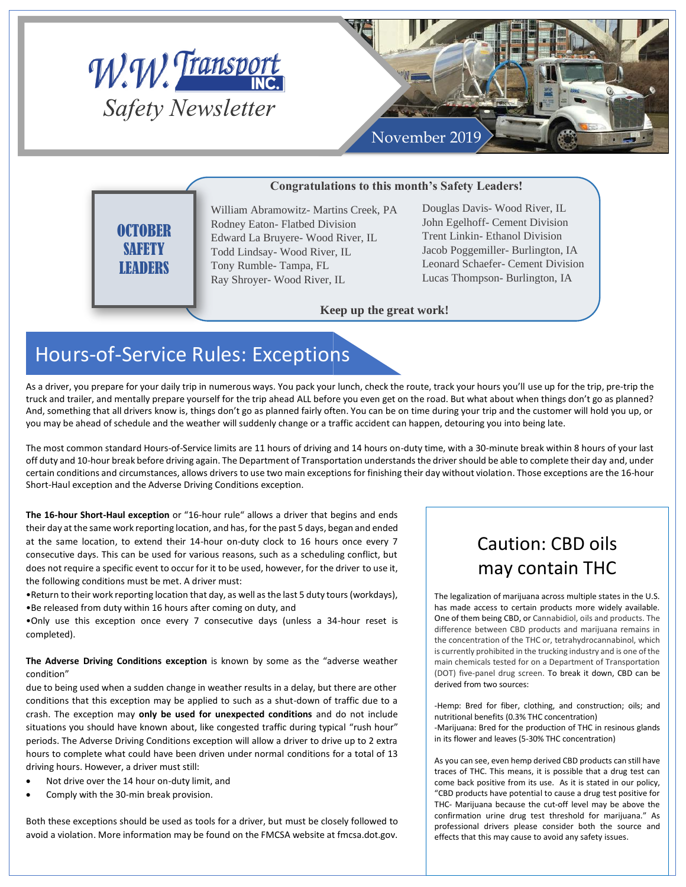# W.W. Transport INC.

## Safety Newsletter

November 2019

**OCTOBER SAFETY LEADERS**

**Congratulations to this month's Safety Leaders!**

William Abramowitz- Martins Creek, PA
Rodney Eaton- Flatbed Division
Edward La Bruyere- Wood River, IL
Todd Lindsay- Wood River, IL
Tony Rumble- Tampa, FL
Ray Shroyer- Wood River, IL

Douglas Davis- Wood River, IL
John Egelhoff- Cement Division
Trent Linkin- Ethanol Division
Jacob Poggemiller- Burlington, IA
Leonard Schaefer- Cement Division
Lucas Thompson- Burlington, IA

**Keep up the great work!**

## Hours-of-Service Rules: Exceptions

As a driver, you prepare for your daily trip in numerous ways. You pack your lunch, check the route, track your hours you'll use up for the trip, pre-trip the truck and trailer, and mentally prepare yourself for the trip ahead ALL before you even get on the road. But what about when things don't go as planned? And, something that all drivers know is, things don't go as planned fairly often. You can be on time during your trip and the customer will hold you up, or you may be ahead of schedule and the weather will suddenly change or a traffic accident can happen, detouring you into being late.

The most common standard Hours-of-Service limits are 11 hours of driving and 14 hours on-duty time, with a 30-minute break within 8 hours of your last off duty and 10-hour break before driving again. The Department of Transportation understands the driver should be able to complete their day and, under certain conditions and circumstances, allows drivers to use two main exceptions for finishing their day without violation. Those exceptions are the 16-hour Short-Haul exception and the Adverse Driving Conditions exception.

**The 16-hour Short-Haul exception** or "16-hour rule" allows a driver that begins and ends their day at the same work reporting location, and has, for the past 5 days, began and ended at the same location, to extend their 14-hour on-duty clock to 16 hours once every 7 consecutive days. This can be used for various reasons, such as a scheduling conflict, but does not require a specific event to occur for it to be used, however, for the driver to use it, the following conditions must be met. A driver must:

- Return to their work reporting location that day, as well as the last 5 duty tours (workdays),
- Be released from duty within 16 hours after coming on duty, and
- Only use this exception once every 7 consecutive days (unless a 34-hour reset is completed).

**The Adverse Driving Conditions exception** is known by some as the "adverse weather condition"
due to being used when a sudden change in weather results in a delay, but there are other conditions that this exception may be applied to such as a shut-down of traffic due to a crash. The exception may **only be used for unexpected conditions** and do not include situations you should have known about, like congested traffic during typical "rush hour" periods. The Adverse Driving Conditions exception will allow a driver to drive up to 2 extra hours to complete what could have been driven under normal conditions for a total of 13 driving hours. However, a driver must still:

- Not drive over the 14 hour on-duty limit, and
- Comply with the 30-min break provision.

Both these exceptions should be used as tools for a driver, but must be closely followed to avoid a violation. More information may be found on the FMCSA website at fmcsa.dot.gov.

## Caution: CBD oils may contain THC

The legalization of marijuana across multiple states in the U.S. has made access to certain products more widely available. One of them being CBD, or Cannabidiol, oils and products. The difference between CBD products and marijuana remains in the concentration of the THC or, tetrahydrocannabinol, which is currently prohibited in the trucking industry and is one of the main chemicals tested for on a Department of Transportation (DOT) five-panel drug screen. To break it down, CBD can be derived from two sources:

-Hemp: Bred for fiber, clothing, and construction; oils; and nutritional benefits (0.3% THC concentration)
-Marijuana: Bred for the production of THC in resinous glands in its flower and leaves (5-30% THC concentration)

As you can see, even hemp derived CBD products can still have traces of THC. This means, it is possible that a drug test can come back positive from its use. As it is stated in our policy, "CBD products have potential to cause a drug test positive for THC- Marijuana because the cut-off level may be above the confirmation urine drug test threshold for marijuana." As professional drivers please consider both the source and effects that this may cause to avoid any safety issues.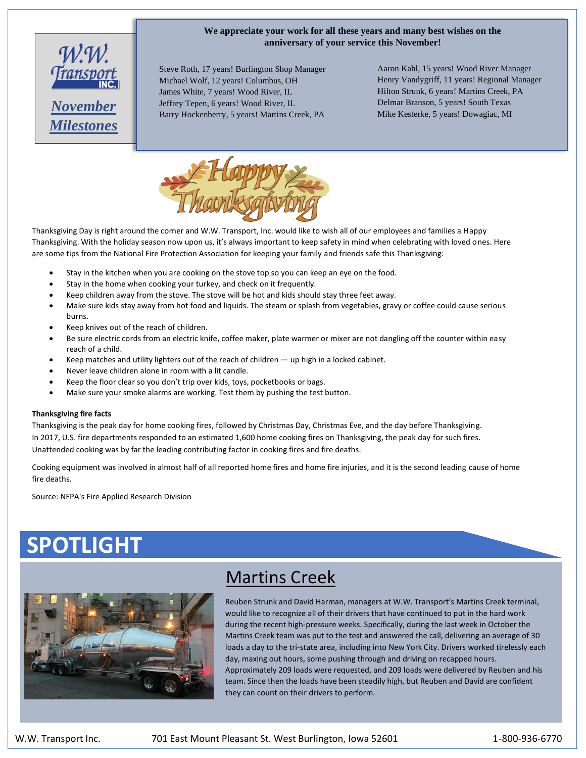## November Milestones

**We appreciate your work for all these years and many best wishes on the anniversary of your service this November!**

Steve Roth, 17 years! Burlington Shop Manager
Michael Wolf, 12 years! Columbus, OH
James White, 7 years! Wood River, IL
Jeffrey Tepen, 6 years! Wood River, IL
Barry Hockenberry, 5 years! Martins Creek, PA

Aaron Kahl, 15 years! Wood River Manager
Henry Vandygriff, 11 years! Regional Manager
Hilton Strunk, 6 years! Martins Creek, PA
Delmar Branson, 5 years! South Texas
Mike Kesterke, 5 years! Dowagiac, MI

## Happy Thanksgiving

Thanksgiving Day is right around the corner and W.W. Transport, Inc. would like to wish all of our employees and families a Happy Thanksgiving. With the holiday season now upon us, it's always important to keep safety in mind when celebrating with loved ones. Here are some tips from the National Fire Protection Association for keeping your family and friends safe this Thanksgiving:

- Stay in the kitchen when you are cooking on the stove top so you can keep an eye on the food.
- Stay in the home when cooking your turkey, and check on it frequently.
- Keep children away from the stove. The stove will be hot and kids should stay three feet away.
- Make sure kids stay away from hot food and liquids. The steam or splash from vegetables, gravy or coffee could cause serious burns.
- Keep knives out of the reach of children.
- Be sure electric cords from an electric knife, coffee maker, plate warmer or mixer are not dangling off the counter within easy reach of a child.
- Keep matches and utility lighters out of the reach of children — up high in a locked cabinet.
- Never leave children alone in room with a lit candle.
- Keep the floor clear so you don't trip over kids, toys, pocketbooks or bags.
- Make sure your smoke alarms are working. Test them by pushing the test button.

**Thanksgiving fire facts**

Thanksgiving is the peak day for home cooking fires, followed by Christmas Day, Christmas Eve, and the day before Thanksgiving.
In 2017, U.S. fire departments responded to an estimated 1,600 home cooking fires on Thanksgiving, the peak day for such fires.
Unattended cooking was by far the leading contributing factor in cooking fires and fire deaths.

Cooking equipment was involved in almost half of all reported home fires and home fire injuries, and it is the second leading cause of home fire deaths.

Source: NFPA's Fire Applied Research Division

# SPOTLIGHT

## Martins Creek

Reuben Strunk and David Harman, managers at W.W. Transport's Martins Creek terminal, would like to recognize all of their drivers that have continued to put in the hard work during the recent high-pressure weeks. Specifically, during the last week in October the Martins Creek team was put to the test and answered the call, delivering an average of 30 loads a day to the tri-state area, including into New York City. Drivers worked tirelessly each day, maxing out hours, some pushing through and driving on recapped hours. Approximately 209 loads were requested, and 209 loads were delivered by Reuben and his team. Since then the loads have been steadily high, but Reuben and David are confident they can count on their drivers to perform.

W.W. Transport Inc. 701 East Mount Pleasant St. West Burlington, Iowa 52601 1-800-936-6770